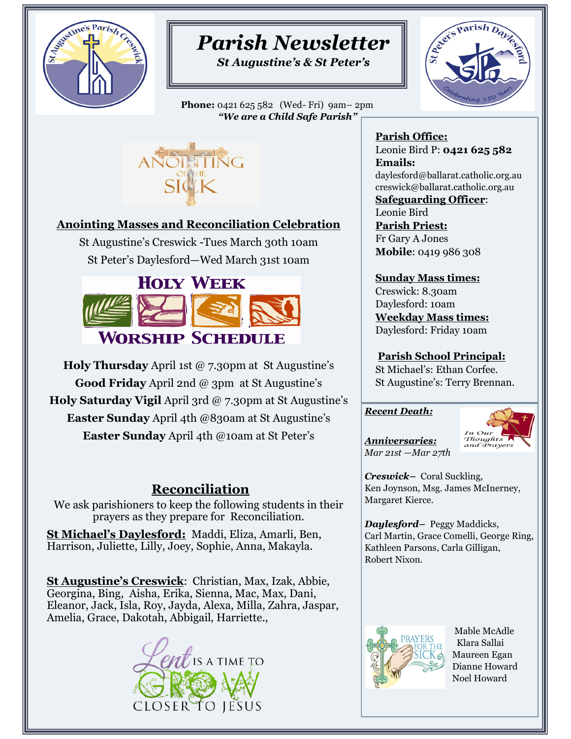# Parish Newsletter

***St Augustine's & St Peter's***

**Phone:** 0421 625 582 (Wed- Fri) 9am– 2pm

***"We are a Child Safe Parish"***

ANOINTING OF THE SICK

## Anointing Masses and Reconciliation Celebration

St Augustine's Creswick -Tues March 30th 10am

St Peter's Daylesford—Wed March 31st 10am

## HOLY WEEK WORSHIP SCHEDULE

**Holy Thursday** April 1st @ 7.30pm at St Augustine's

**Good Friday** April 2nd @ 3pm at St Augustine's

**Holy Saturday Vigil** April 3rd @ 7.30pm at St Augustine's

**Easter Sunday** April 4th @830am at St Augustine's

**Easter Sunday** April 4th @10am at St Peter's

## Reconciliation

We ask parishioners to keep the following students in their prayers as they prepare for Reconciliation.

**St Michael's Daylesford:** Maddi, Eliza, Amarli, Ben, Harrison, Juliette, Lilly, Joey, Sophie, Anna, Makayla.

**St Augustine's Creswick**: Christian, Max, Izak, Abbie, Georgina, Bing, Aisha, Erika, Sienna, Mac, Max, Dani, Eleanor, Jack, Isla, Roy, Jayda, Alexa, Milla, Zahra, Jaspar, Amelia, Grace, Dakotah, Abbigail, Harriette.,

Lent IS A TIME TO GROW CLOSER TO JESUS

**Parish Office:**
Leonie Bird P: **0421 625 582**

**Emails:**
daylesford@ballarat.catholic.org.au
creswick@ballarat.catholic.org.au

**Safeguarding Officer**:
Leonie Bird

**Parish Priest:**
Fr Gary A Jones
**Mobile**: 0419 986 308

**Sunday Mass times:**
Creswick: 8.30am
Daylesford: 10am

**Weekday Mass times:**
Daylesford: Friday 10am

**Parish School Principal:**
St Michael's: Ethan Corfee.
St Augustine's: Terry Brennan.

***Recent Death:***

In Our Thoughts and Prayers

***Anniversaries:***
*Mar 21st —Mar 27th*

***Creswick–*** Coral Suckling, Ken Joynson, Msg. James McInerney, Margaret Kierce.

***Daylesford–*** Peggy Maddicks, Carl Martin, Grace Comelli, George Ring, Kathleen Parsons, Carla Gilligan, Robert Nixon.

PRAYERS FOR THE SICK

Mable McAdle
Klara Sallai
Maureen Egan
Dianne Howard
Noel Howard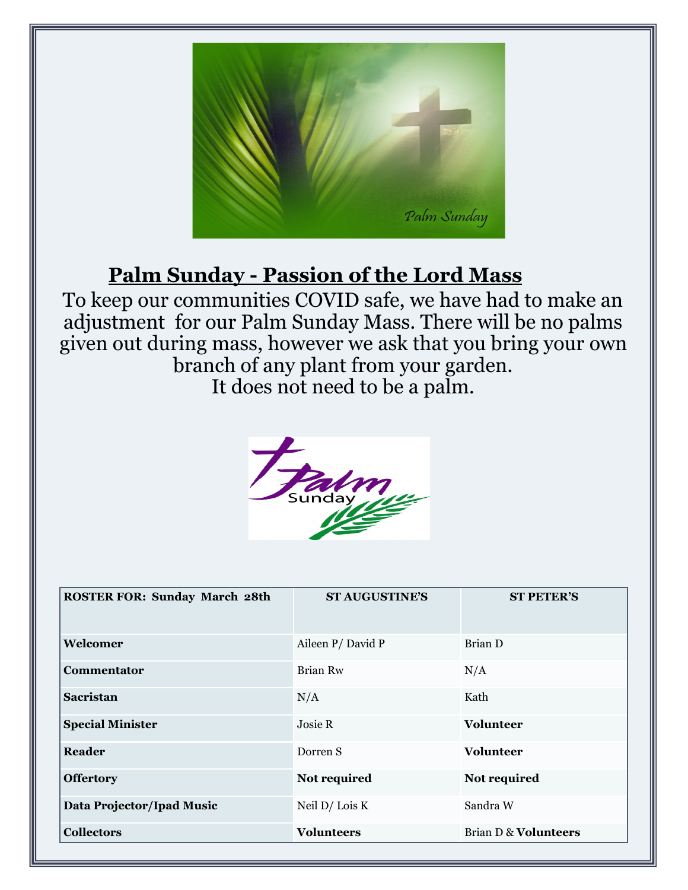## Palm Sunday - Passion of the Lord Mass

To keep our communities COVID safe, we have had to make an adjustment for our Palm Sunday Mass. There will be no palms given out during mass, however we ask that you bring your own branch of any plant from your garden.
It does not need to be a palm.

| ROSTER FOR: Sunday March 28th | ST AUGUSTINE'S | ST PETER'S |
|---|---|---|
| **Welcomer** | Aileen P/ David P | Brian D |
| **Commentator** | Brian Rw | N/A |
| **Sacristan** | N/A | Kath |
| **Special Minister** | Josie R | **Volunteer** |
| **Reader** | Dorren S | **Volunteer** |
| **Offertory** | **Not required** | **Not required** |
| **Data Projector/Ipad Music** | Neil D/ Lois K | Sandra W |
| **Collectors** | **Volunteers** | Brian D & **Volunteers** |